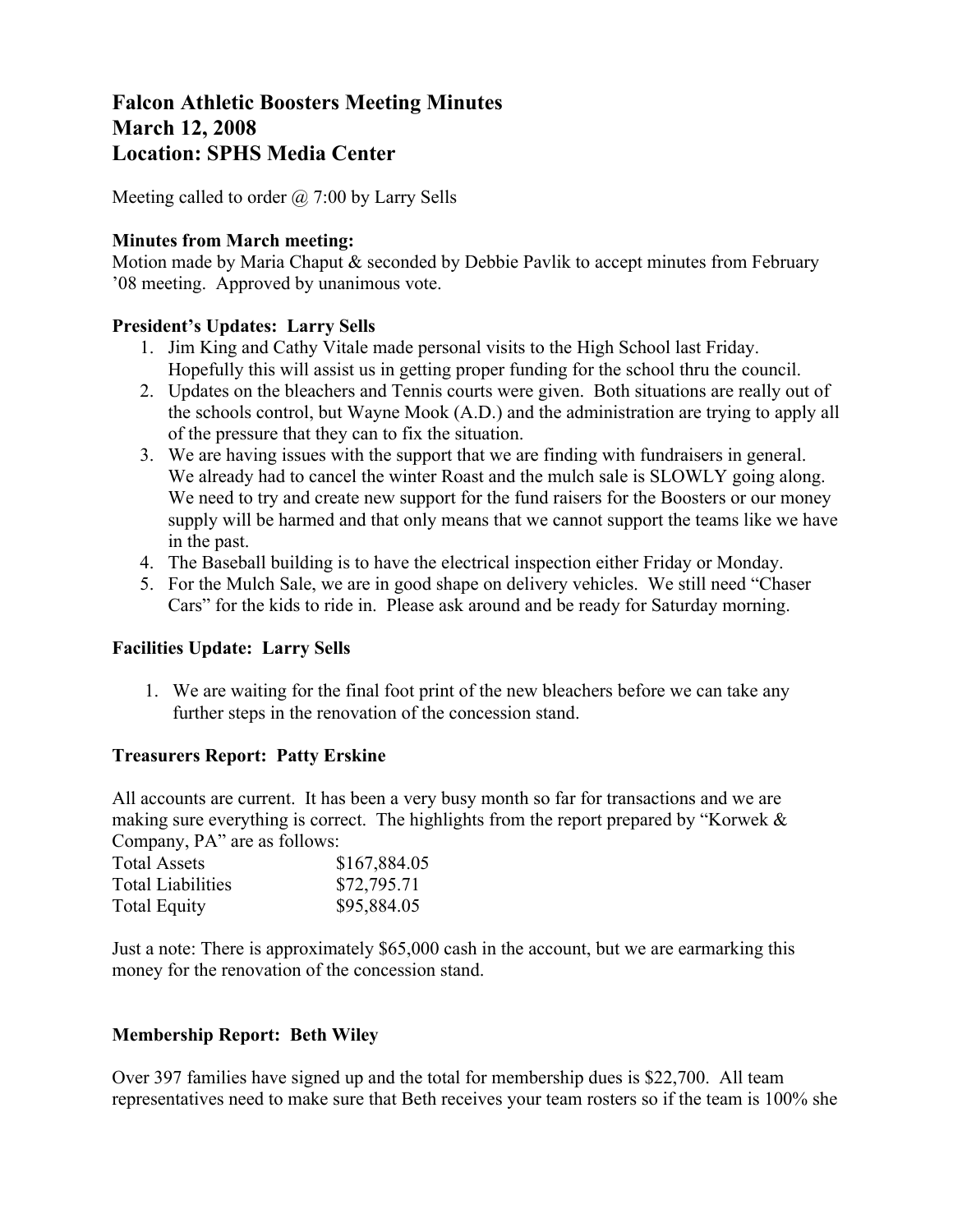# Falcon Athletic Boosters Meeting Minutes
# March 12, 2008
# Location: SPHS Media Center

Meeting called to order @ 7:00 by Larry Sells

**Minutes from March meeting:**
Motion made by Maria Chaput & seconded by Debbie Pavlik to accept minutes from February '08 meeting. Approved by unanimous vote.

**President's Updates: Larry Sells**

1. Jim King and Cathy Vitale made personal visits to the High School last Friday. Hopefully this will assist us in getting proper funding for the school thru the council.
2. Updates on the bleachers and Tennis courts were given. Both situations are really out of the schools control, but Wayne Mook (A.D.) and the administration are trying to apply all of the pressure that they can to fix the situation.
3. We are having issues with the support that we are finding with fundraisers in general. We already had to cancel the winter Roast and the mulch sale is SLOWLY going along. We need to try and create new support for the fund raisers for the Boosters or our money supply will be harmed and that only means that we cannot support the teams like we have in the past.
4. The Baseball building is to have the electrical inspection either Friday or Monday.
5. For the Mulch Sale, we are in good shape on delivery vehicles. We still need "Chaser Cars" for the kids to ride in. Please ask around and be ready for Saturday morning.

**Facilities Update: Larry Sells**

1. We are waiting for the final foot print of the new bleachers before we can take any further steps in the renovation of the concession stand.

**Treasurers Report: Patty Erskine**

All accounts are current. It has been a very busy month so far for transactions and we are making sure everything is correct. The highlights from the report prepared by "Korwek & Company, PA" are as follows:

| | |
|---|---|
| Total Assets | $167,884.05 |
| Total Liabilities | $72,795.71 |
| Total Equity | $95,884.05 |

Just a note: There is approximately $65,000 cash in the account, but we are earmarking this money for the renovation of the concession stand.

**Membership Report: Beth Wiley**

Over 397 families have signed up and the total for membership dues is $22,700. All team representatives need to make sure that Beth receives your team rosters so if the team is 100% she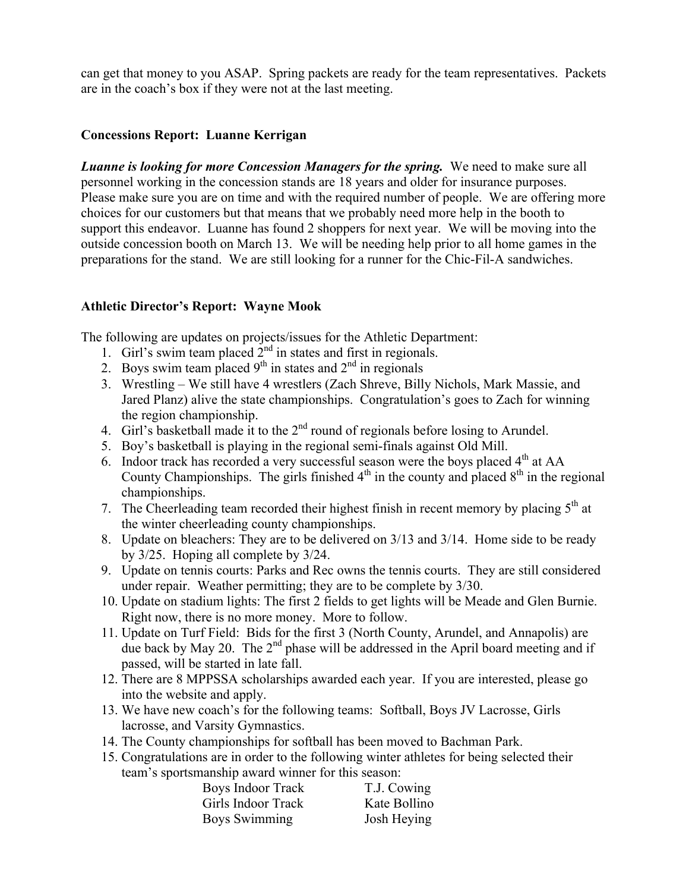can get that money to you ASAP. Spring packets are ready for the team representatives. Packets are in the coach's box if they were not at the last meeting.

**Concessions Report: Luanne Kerrigan**

***Luanne is looking for more Concession Managers for the spring.*** We need to make sure all personnel working in the concession stands are 18 years and older for insurance purposes. Please make sure you are on time and with the required number of people. We are offering more choices for our customers but that means that we probably need more help in the booth to support this endeavor. Luanne has found 2 shoppers for next year. We will be moving into the outside concession booth on March 13. We will be needing help prior to all home games in the preparations for the stand. We are still looking for a runner for the Chic-Fil-A sandwiches.

**Athletic Director's Report: Wayne Mook**

The following are updates on projects/issues for the Athletic Department:

1. Girl's swim team placed 2nd in states and first in regionals.
2. Boys swim team placed 9th in states and 2nd in regionals
3. Wrestling – We still have 4 wrestlers (Zach Shreve, Billy Nichols, Mark Massie, and Jared Planz) alive the state championships. Congratulation's goes to Zach for winning the region championship.
4. Girl's basketball made it to the 2nd round of regionals before losing to Arundel.
5. Boy's basketball is playing in the regional semi-finals against Old Mill.
6. Indoor track has recorded a very successful season were the boys placed 4th at AA County Championships. The girls finished 4th in the county and placed 8th in the regional championships.
7. The Cheerleading team recorded their highest finish in recent memory by placing 5th at the winter cheerleading county championships.
8. Update on bleachers: They are to be delivered on 3/13 and 3/14. Home side to be ready by 3/25. Hoping all complete by 3/24.
9. Update on tennis courts: Parks and Rec owns the tennis courts. They are still considered under repair. Weather permitting; they are to be complete by 3/30.
10. Update on stadium lights: The first 2 fields to get lights will be Meade and Glen Burnie. Right now, there is no more money. More to follow.
11. Update on Turf Field: Bids for the first 3 (North County, Arundel, and Annapolis) are due back by May 20. The 2nd phase will be addressed in the April board meeting and if passed, will be started in late fall.
12. There are 8 MPPSSA scholarships awarded each year. If you are interested, please go into the website and apply.
13. We have new coach's for the following teams: Softball, Boys JV Lacrosse, Girls lacrosse, and Varsity Gymnastics.
14. The County championships for softball has been moved to Bachman Park.
15. Congratulations are in order to the following winter athletes for being selected their team's sportsmanship award winner for this season:

| | |
|---|---|
| Boys Indoor Track | T.J. Cowing |
| Girls Indoor Track | Kate Bollino |
| Boys Swimming | Josh Heying |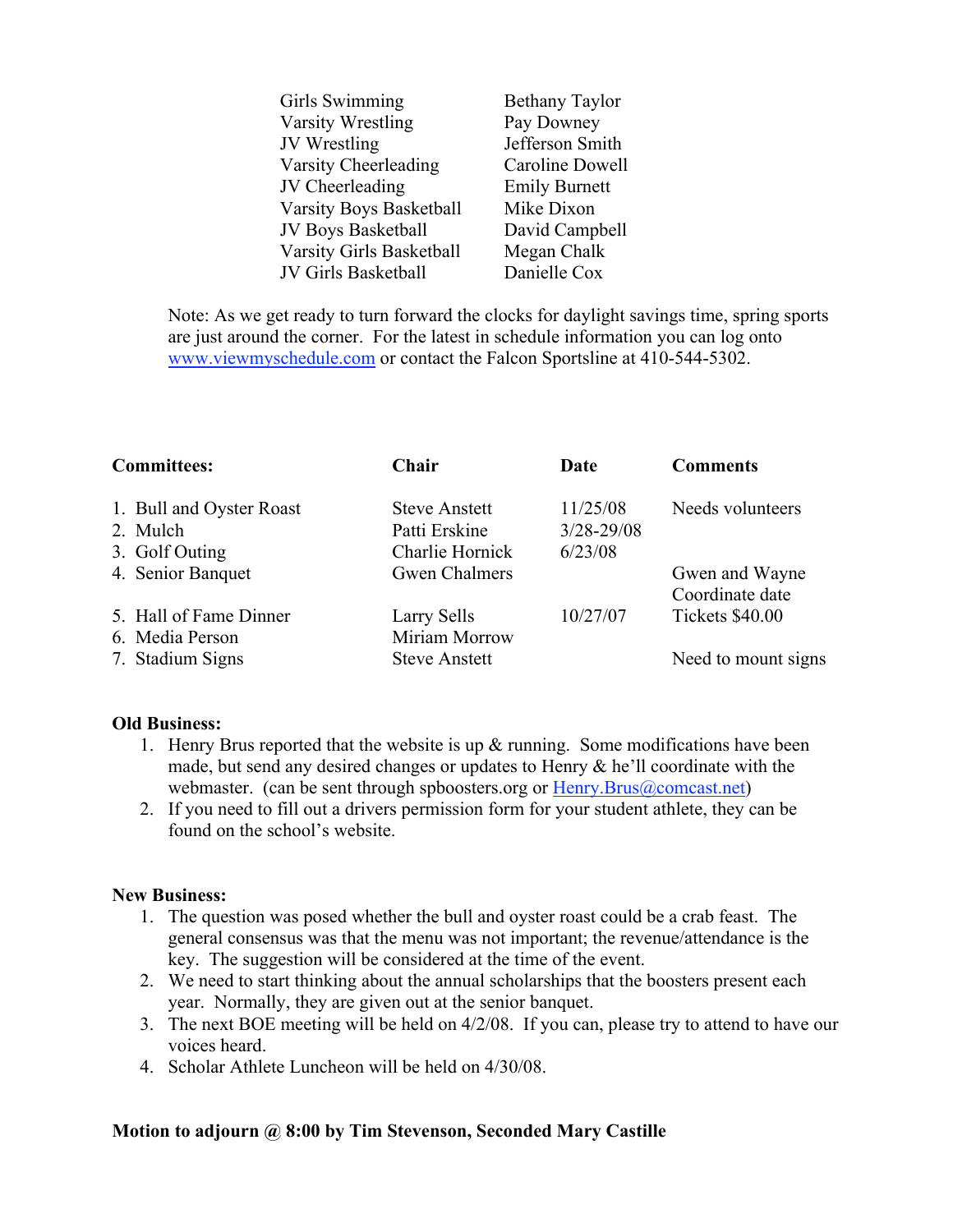| | |
|---|---|
| Girls Swimming | Bethany Taylor |
| Varsity Wrestling | Pay Downey |
| JV Wrestling | Jefferson Smith |
| Varsity Cheerleading | Caroline Dowell |
| JV Cheerleading | Emily Burnett |
| Varsity Boys Basketball | Mike Dixon |
| JV Boys Basketball | David Campbell |
| Varsity Girls Basketball | Megan Chalk |
| JV Girls Basketball | Danielle Cox |

Note: As we get ready to turn forward the clocks for daylight savings time, spring sports are just around the corner. For the latest in schedule information you can log onto www.viewmyschedule.com or contact the Falcon Sportsline at 410-544-5302.

| **Committees:** | **Chair** | **Date** | **Comments** |
|---|---|---|---|
| 1. Bull and Oyster Roast | Steve Anstett | 11/25/08 | Needs volunteers |
| 2. Mulch | Patti Erskine | 3/28-29/08 | |
| 3. Golf Outing | Charlie Hornick | 6/23/08 | |
| 4. Senior Banquet | Gwen Chalmers | | Gwen and Wayne Coordinate date |
| 5. Hall of Fame Dinner | Larry Sells | 10/27/07 | Tickets $40.00 |
| 6. Media Person | Miriam Morrow | | |
| 7. Stadium Signs | Steve Anstett | | Need to mount signs |

**Old Business:**

1. Henry Brus reported that the website is up & running. Some modifications have been made, but send any desired changes or updates to Henry & he'll coordinate with the webmaster. (can be sent through spboosters.org or Henry.Brus@comcast.net)
2. If you need to fill out a drivers permission form for your student athlete, they can be found on the school's website.

**New Business:**

1. The question was posed whether the bull and oyster roast could be a crab feast. The general consensus was that the menu was not important; the revenue/attendance is the key. The suggestion will be considered at the time of the event.
2. We need to start thinking about the annual scholarships that the boosters present each year. Normally, they are given out at the senior banquet.
3. The next BOE meeting will be held on 4/2/08. If you can, please try to attend to have our voices heard.
4. Scholar Athlete Luncheon will be held on 4/30/08.

**Motion to adjourn @ 8:00 by Tim Stevenson, Seconded Mary Castille**